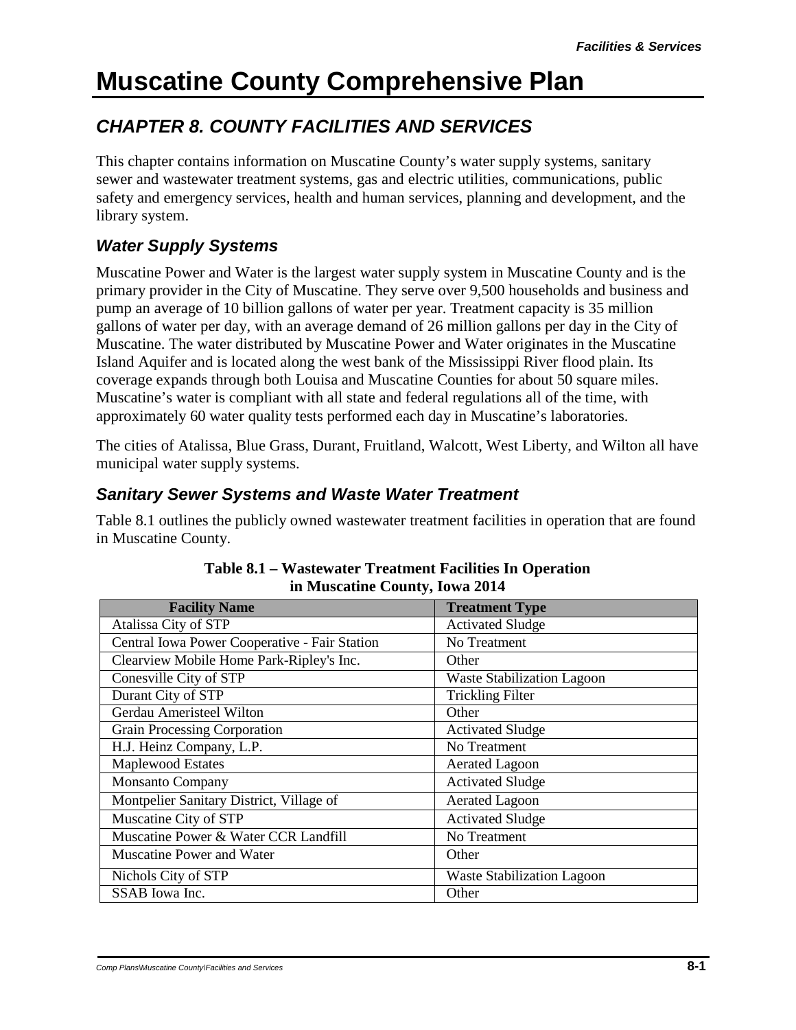# Muscatine County Comprehensive Plan

## CHAPTER 8. COUNTY FACILITIES AND SERVICES

This chapter contains information on Muscatine County's water supply systems, sanitary sewer and wastewater treatment systems, gas and electric utilities, communications, public safety and emergency services, health and human services, planning and development, and the library system.

### Water Supply Systems

Muscatine Power and Water is the largest water supply system in Muscatine County and is the primary provider in the City of Muscatine. They serve over 9,500 households and business and pump an average of 10 billion gallons of water per year. Treatment capacity is 35 million gallons of water per day, with an average demand of 26 million gallons per day in the City of Muscatine. The water distributed by Muscatine Power and Water originates in the Muscatine Island Aquifer and is located along the west bank of the Mississippi River flood plain. Its coverage expands through both Louisa and Muscatine Counties for about 50 square miles. Muscatine's water is compliant with all state and federal regulations all of the time, with approximately 60 water quality tests performed each day in Muscatine's laboratories.

The cities of Atalissa, Blue Grass, Durant, Fruitland, Walcott, West Liberty, and Wilton all have municipal water supply systems.

### Sanitary Sewer Systems and Waste Water Treatment

Table 8.1 outlines the publicly owned wastewater treatment facilities in operation that are found in Muscatine County.

**Table 8.1 – Wastewater Treatment Facilities In Operation in Muscatine County, Iowa 2014**

| Facility Name | Treatment Type |
|---|---|
| Atalissa City of STP | Activated Sludge |
| Central Iowa Power Cooperative - Fair Station | No Treatment |
| Clearview Mobile Home Park-Ripley's Inc. | Other |
| Conesville City of STP | Waste Stabilization Lagoon |
| Durant City of STP | Trickling Filter |
| Gerdau Ameristeel Wilton | Other |
| Grain Processing Corporation | Activated Sludge |
| H.J. Heinz Company, L.P. | No Treatment |
| Maplewood Estates | Aerated Lagoon |
| Monsanto Company | Activated Sludge |
| Montpelier Sanitary District, Village of | Aerated Lagoon |
| Muscatine City of STP | Activated Sludge |
| Muscatine Power & Water CCR Landfill | No Treatment |
| Muscatine Power and Water | Other |
| Nichols City of STP | Waste Stabilization Lagoon |
| SSAB Iowa Inc. | Other |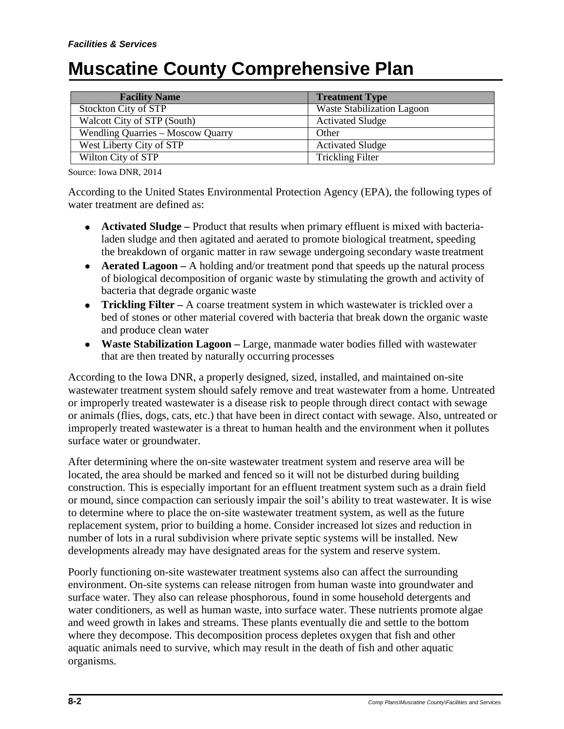| Facility Name | Treatment Type |
|---|---|
| Stockton City of STP | Waste Stabilization Lagoon |
| Walcott City of STP (South) | Activated Sludge |
| Wendling Quarries – Moscow Quarry | Other |
| West Liberty City of STP | Activated Sludge |
| Wilton City of STP | Trickling Filter |

Source: Iowa DNR, 2014

According to the United States Environmental Protection Agency (EPA), the following types of water treatment are defined as:

- **Activated Sludge –** Product that results when primary effluent is mixed with bacteria-laden sludge and then agitated and aerated to promote biological treatment, speeding the breakdown of organic matter in raw sewage undergoing secondary waste treatment
- **Aerated Lagoon –** A holding and/or treatment pond that speeds up the natural process of biological decomposition of organic waste by stimulating the growth and activity of bacteria that degrade organic waste
- **Trickling Filter –** A coarse treatment system in which wastewater is trickled over a bed of stones or other material covered with bacteria that break down the organic waste and produce clean water
- **Waste Stabilization Lagoon –** Large, manmade water bodies filled with wastewater that are then treated by naturally occurring processes

According to the Iowa DNR, a properly designed, sized, installed, and maintained on-site wastewater treatment system should safely remove and treat wastewater from a home. Untreated or improperly treated wastewater is a disease risk to people through direct contact with sewage or animals (flies, dogs, cats, etc.) that have been in direct contact with sewage. Also, untreated or improperly treated wastewater is a threat to human health and the environment when it pollutes surface water or groundwater.

After determining where the on-site wastewater treatment system and reserve area will be located, the area should be marked and fenced so it will not be disturbed during building construction. This is especially important for an effluent treatment system such as a drain field or mound, since compaction can seriously impair the soil's ability to treat wastewater. It is wise to determine where to place the on-site wastewater treatment system, as well as the future replacement system, prior to building a home. Consider increased lot sizes and reduction in number of lots in a rural subdivision where private septic systems will be installed. New developments already may have designated areas for the system and reserve system.

Poorly functioning on-site wastewater treatment systems also can affect the surrounding environment. On-site systems can release nitrogen from human waste into groundwater and surface water. They also can release phosphorous, found in some household detergents and water conditioners, as well as human waste, into surface water. These nutrients promote algae and weed growth in lakes and streams. These plants eventually die and settle to the bottom where they decompose. This decomposition process depletes oxygen that fish and other aquatic animals need to survive, which may result in the death of fish and other aquatic organisms.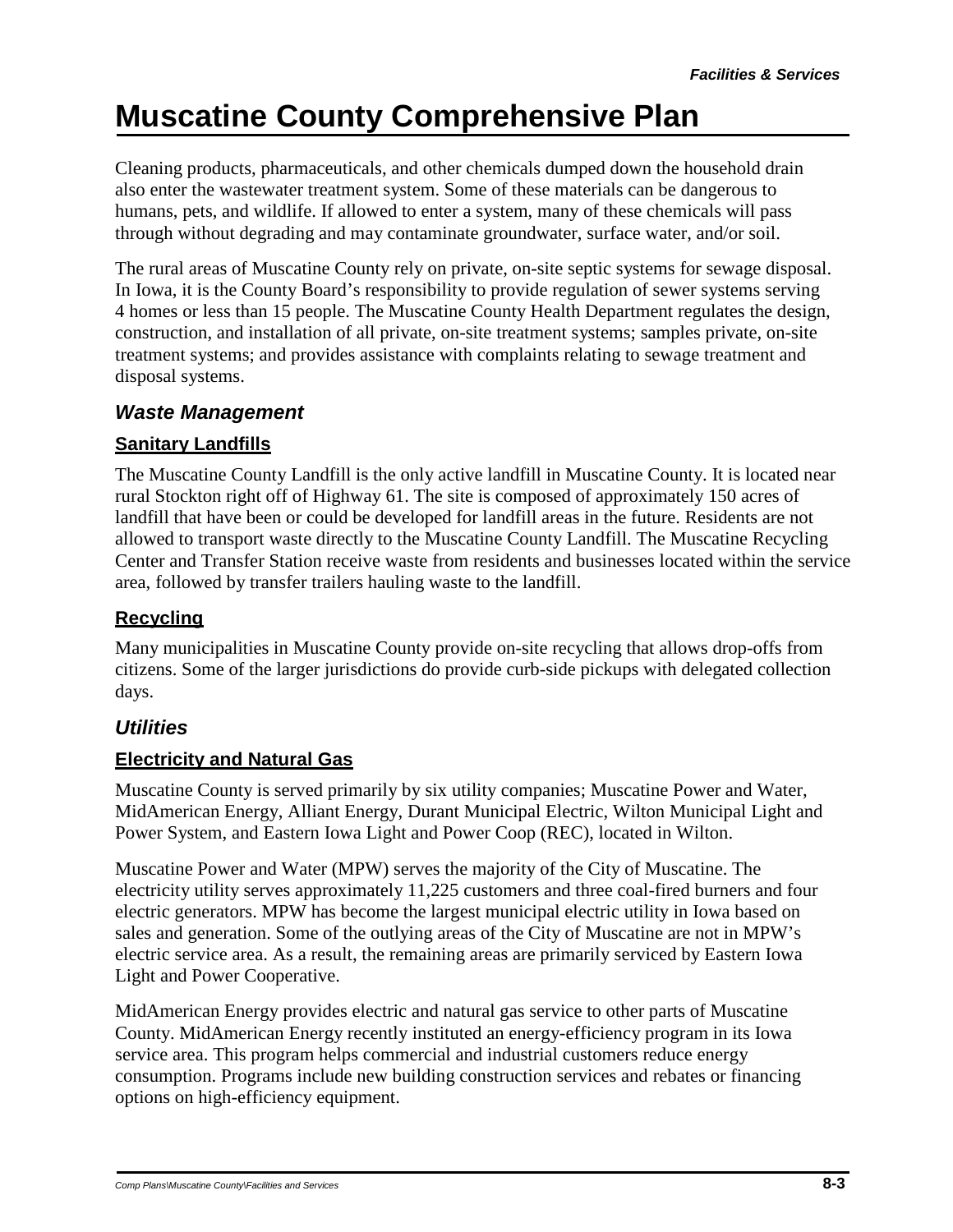Cleaning products, pharmaceuticals, and other chemicals dumped down the household drain also enter the wastewater treatment system. Some of these materials can be dangerous to humans, pets, and wildlife. If allowed to enter a system, many of these chemicals will pass through without degrading and may contaminate groundwater, surface water, and/or soil.

The rural areas of Muscatine County rely on private, on-site septic systems for sewage disposal. In Iowa, it is the County Board's responsibility to provide regulation of sewer systems serving 4 homes or less than 15 people. The Muscatine County Health Department regulates the design, construction, and installation of all private, on-site treatment systems; samples private, on-site treatment systems; and provides assistance with complaints relating to sewage treatment and disposal systems.

## *Waste Management*

### Sanitary Landfills

The Muscatine County Landfill is the only active landfill in Muscatine County. It is located near rural Stockton right off of Highway 61. The site is composed of approximately 150 acres of landfill that have been or could be developed for landfill areas in the future. Residents are not allowed to transport waste directly to the Muscatine County Landfill. The Muscatine Recycling Center and Transfer Station receive waste from residents and businesses located within the service area, followed by transfer trailers hauling waste to the landfill.

### Recycling

Many municipalities in Muscatine County provide on-site recycling that allows drop-offs from citizens. Some of the larger jurisdictions do provide curb-side pickups with delegated collection days.

## *Utilities*

### Electricity and Natural Gas

Muscatine County is served primarily by six utility companies; Muscatine Power and Water, MidAmerican Energy, Alliant Energy, Durant Municipal Electric, Wilton Municipal Light and Power System, and Eastern Iowa Light and Power Coop (REC), located in Wilton.

Muscatine Power and Water (MPW) serves the majority of the City of Muscatine. The electricity utility serves approximately 11,225 customers and three coal-fired burners and four electric generators. MPW has become the largest municipal electric utility in Iowa based on sales and generation. Some of the outlying areas of the City of Muscatine are not in MPW's electric service area. As a result, the remaining areas are primarily serviced by Eastern Iowa Light and Power Cooperative.

MidAmerican Energy provides electric and natural gas service to other parts of Muscatine County. MidAmerican Energy recently instituted an energy-efficiency program in its Iowa service area. This program helps commercial and industrial customers reduce energy consumption. Programs include new building construction services and rebates or financing options on high-efficiency equipment.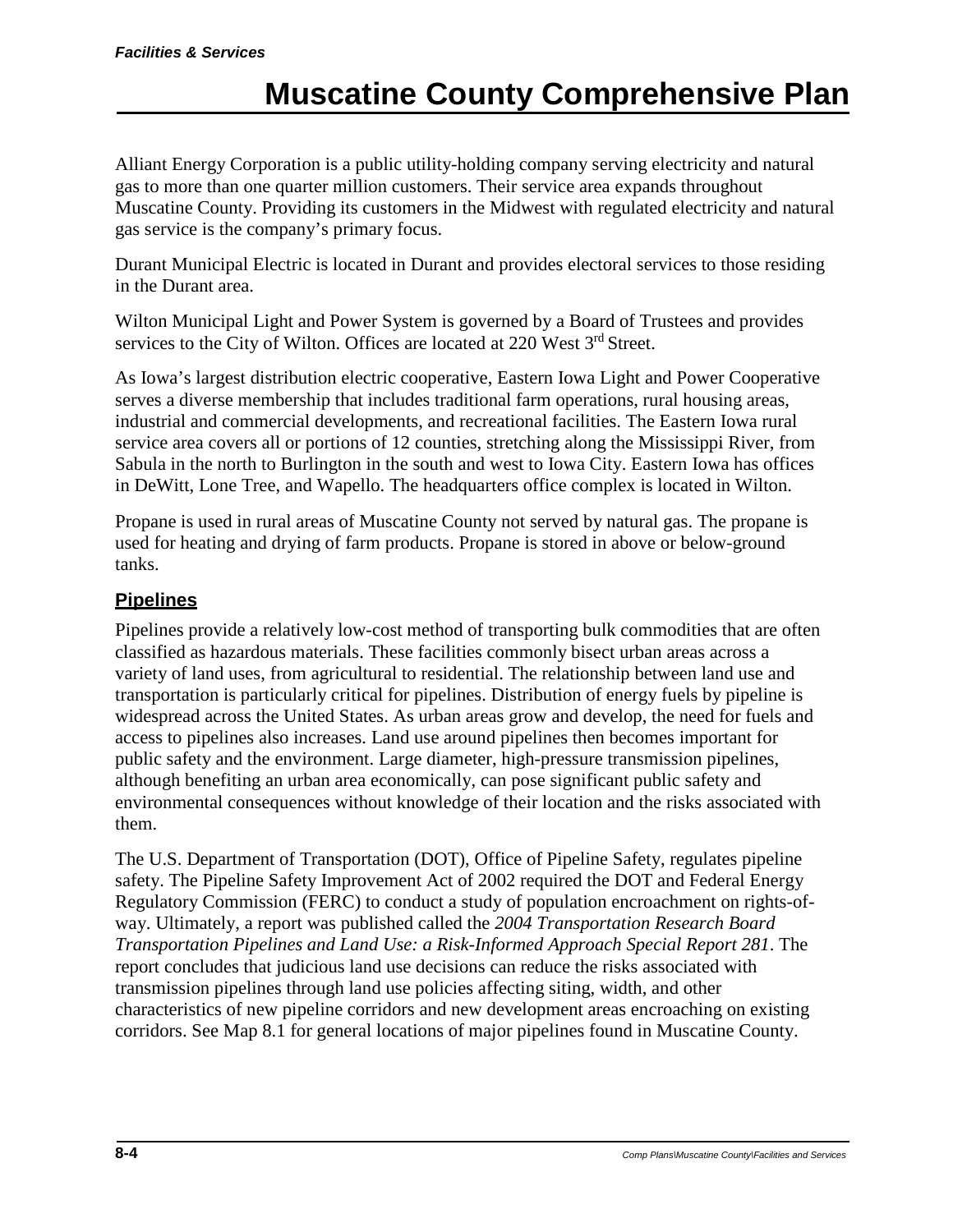Alliant Energy Corporation is a public utility-holding company serving electricity and natural gas to more than one quarter million customers. Their service area expands throughout Muscatine County. Providing its customers in the Midwest with regulated electricity and natural gas service is the company's primary focus.

Durant Municipal Electric is located in Durant and provides electoral services to those residing in the Durant area.

Wilton Municipal Light and Power System is governed by a Board of Trustees and provides services to the City of Wilton. Offices are located at 220 West 3rd Street.

As Iowa's largest distribution electric cooperative, Eastern Iowa Light and Power Cooperative serves a diverse membership that includes traditional farm operations, rural housing areas, industrial and commercial developments, and recreational facilities. The Eastern Iowa rural service area covers all or portions of 12 counties, stretching along the Mississippi River, from Sabula in the north to Burlington in the south and west to Iowa City. Eastern Iowa has offices in DeWitt, Lone Tree, and Wapello. The headquarters office complex is located in Wilton.

Propane is used in rural areas of Muscatine County not served by natural gas. The propane is used for heating and drying of farm products. Propane is stored in above or below-ground tanks.

## Pipelines

Pipelines provide a relatively low-cost method of transporting bulk commodities that are often classified as hazardous materials. These facilities commonly bisect urban areas across a variety of land uses, from agricultural to residential. The relationship between land use and transportation is particularly critical for pipelines. Distribution of energy fuels by pipeline is widespread across the United States. As urban areas grow and develop, the need for fuels and access to pipelines also increases. Land use around pipelines then becomes important for public safety and the environment. Large diameter, high-pressure transmission pipelines, although benefiting an urban area economically, can pose significant public safety and environmental consequences without knowledge of their location and the risks associated with them.

The U.S. Department of Transportation (DOT), Office of Pipeline Safety, regulates pipeline safety. The Pipeline Safety Improvement Act of 2002 required the DOT and Federal Energy Regulatory Commission (FERC) to conduct a study of population encroachment on rights-of-way. Ultimately, a report was published called the *2004 Transportation Research Board Transportation Pipelines and Land Use: a Risk-Informed Approach Special Report 281*. The report concludes that judicious land use decisions can reduce the risks associated with transmission pipelines through land use policies affecting siting, width, and other characteristics of new pipeline corridors and new development areas encroaching on existing corridors. See Map 8.1 for general locations of major pipelines found in Muscatine County.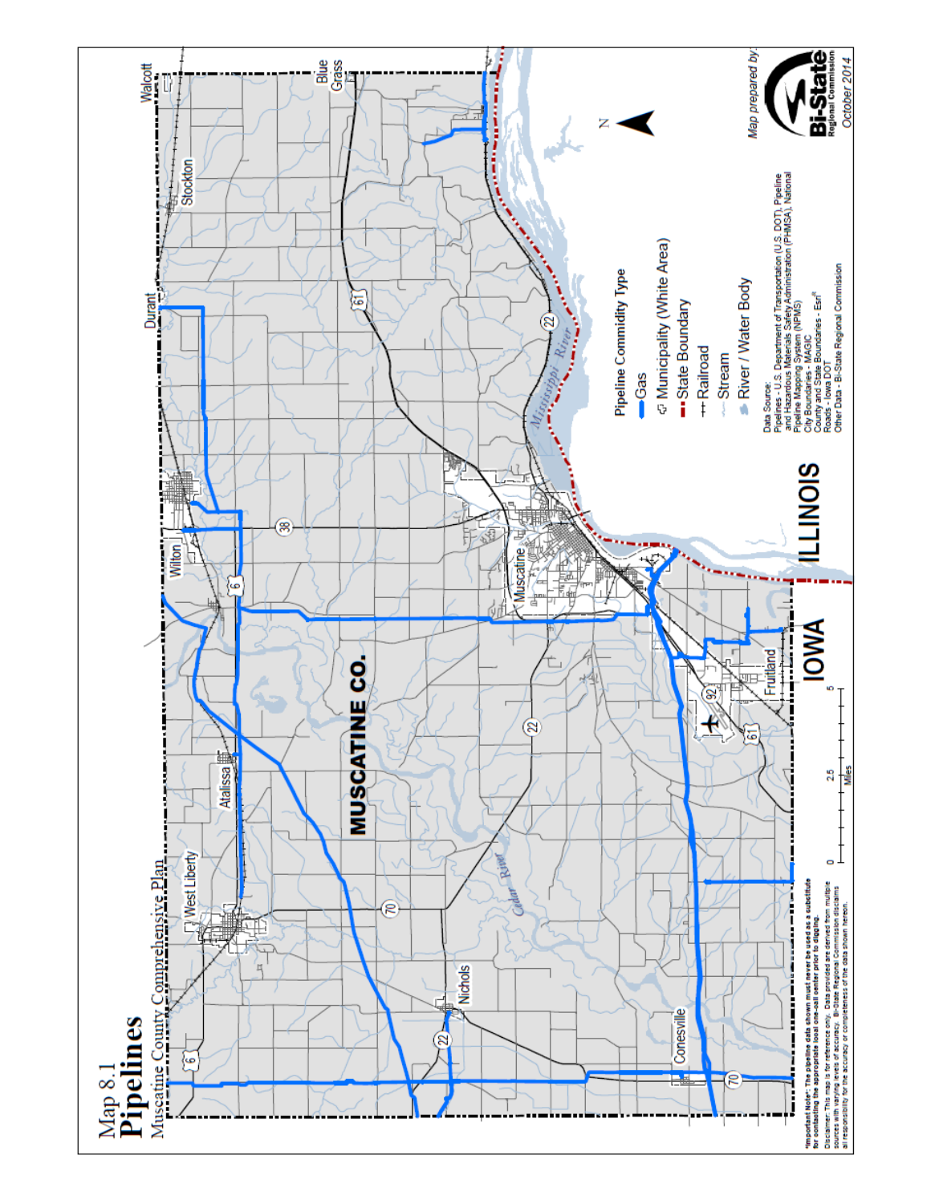# Map 8.1
# Pipelines
Muscatine County Comprehensive Plan

MUSCATINE CO.

IOWA

ILLINOIS

Walcott, Blue Grass, Stockton, Durant, Wilton, Muscatine, Atalissa, West Liberty, Nichols, Conesville, Fruitland

Mississippi River

Cedar River

**Pipeline Commidity Type**

- Gas
- Municipality (White Area)
- State Boundary
- Railroad
- Stream
- River / Water Body

Data Source:
Pipelines - U.S. Department of Transportation (U.S. DOT), Pipeline and Hazardous Materials Safety Administration (PHMSA), National Pipeline Mapping System (NPMS)
City Boundaries - MAGIC
County and State Boundaries - Esri®
Roads - Iowa DOT
Other Data - Bi-State Regional Commission

0 2.5 5
Miles

Map prepared by:
Bi-State Regional Commission
October 2014

*Important Note*: The pipeline data shown must never be used as a substitute for contacting the appropriate local one-call center prior to digging.

Disclaimer: This map is for reference only. Data provided are derived from multiple sources with varying levels of accuracy. Bi-State Regional Commission disclaims all responsibility for the accuracy or completeness of the data shown hereon.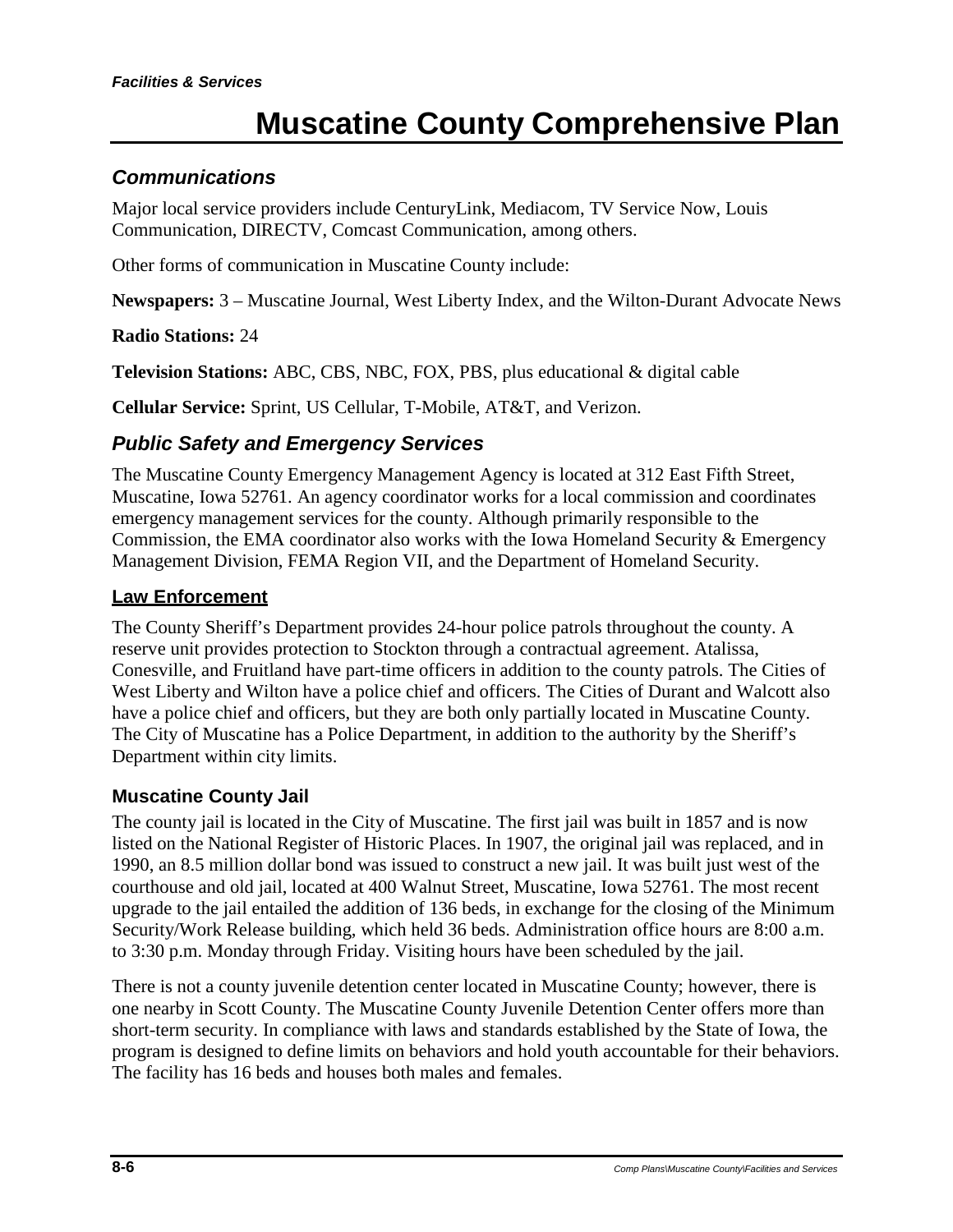## Communications

Major local service providers include CenturyLink, Mediacom, TV Service Now, Louis Communication, DIRECTV, Comcast Communication, among others.

Other forms of communication in Muscatine County include:

**Newspapers:** 3 – Muscatine Journal, West Liberty Index, and the Wilton-Durant Advocate News

**Radio Stations:** 24

**Television Stations:** ABC, CBS, NBC, FOX, PBS, plus educational & digital cable

**Cellular Service:** Sprint, US Cellular, T-Mobile, AT&T, and Verizon.

## Public Safety and Emergency Services

The Muscatine County Emergency Management Agency is located at 312 East Fifth Street, Muscatine, Iowa 52761. An agency coordinator works for a local commission and coordinates emergency management services for the county. Although primarily responsible to the Commission, the EMA coordinator also works with the Iowa Homeland Security & Emergency Management Division, FEMA Region VII, and the Department of Homeland Security.

### Law Enforcement

The County Sheriff's Department provides 24-hour police patrols throughout the county. A reserve unit provides protection to Stockton through a contractual agreement. Atalissa, Conesville, and Fruitland have part-time officers in addition to the county patrols. The Cities of West Liberty and Wilton have a police chief and officers. The Cities of Durant and Walcott also have a police chief and officers, but they are both only partially located in Muscatine County. The City of Muscatine has a Police Department, in addition to the authority by the Sheriff's Department within city limits.

### Muscatine County Jail

The county jail is located in the City of Muscatine. The first jail was built in 1857 and is now listed on the National Register of Historic Places. In 1907, the original jail was replaced, and in 1990, an 8.5 million dollar bond was issued to construct a new jail. It was built just west of the courthouse and old jail, located at 400 Walnut Street, Muscatine, Iowa 52761. The most recent upgrade to the jail entailed the addition of 136 beds, in exchange for the closing of the Minimum Security/Work Release building, which held 36 beds. Administration office hours are 8:00 a.m. to 3:30 p.m. Monday through Friday. Visiting hours have been scheduled by the jail.

There is not a county juvenile detention center located in Muscatine County; however, there is one nearby in Scott County. The Muscatine County Juvenile Detention Center offers more than short-term security. In compliance with laws and standards established by the State of Iowa, the program is designed to define limits on behaviors and hold youth accountable for their behaviors. The facility has 16 beds and houses both males and females.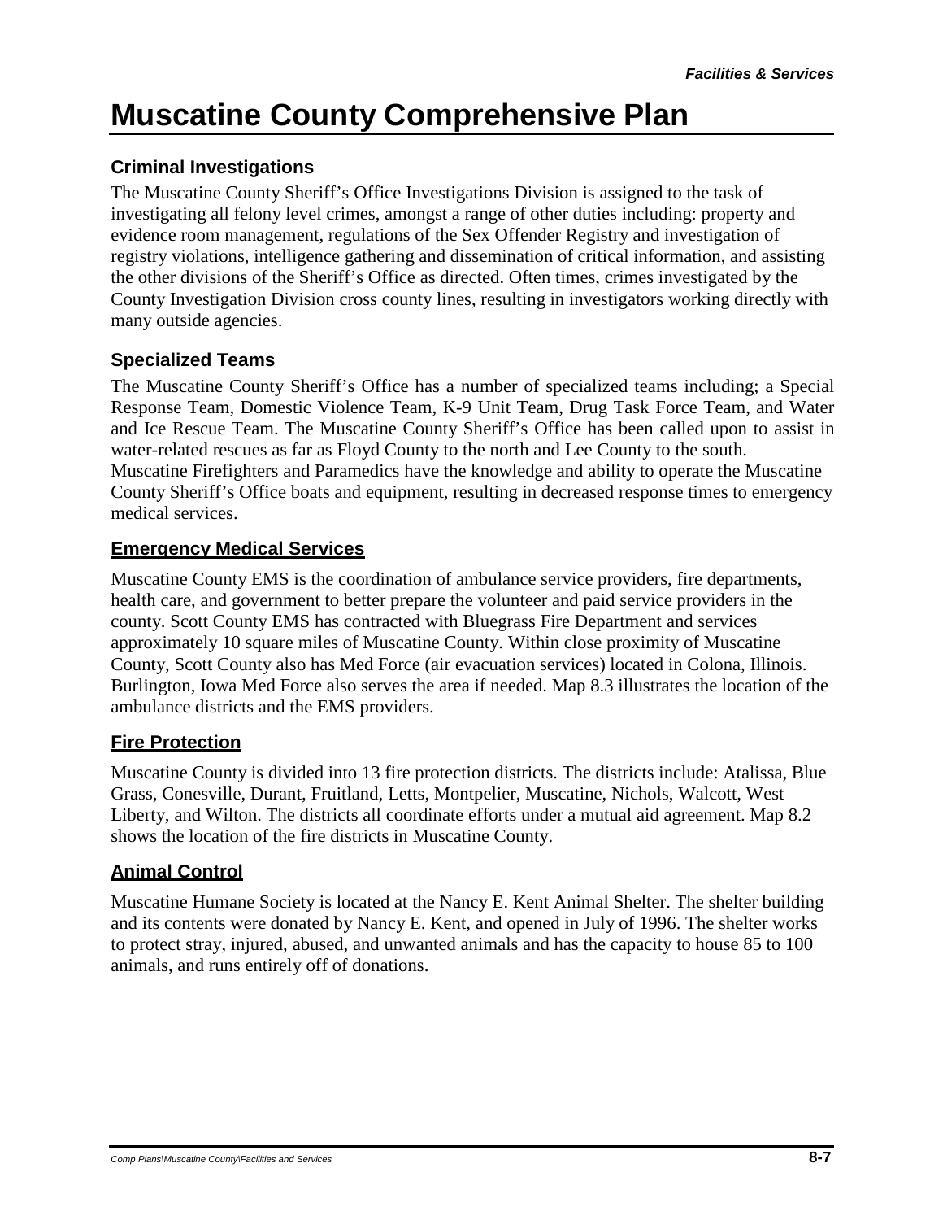# Muscatine County Comprehensive Plan

### Criminal Investigations

The Muscatine County Sheriff's Office Investigations Division is assigned to the task of investigating all felony level crimes, amongst a range of other duties including: property and evidence room management, regulations of the Sex Offender Registry and investigation of registry violations, intelligence gathering and dissemination of critical information, and assisting the other divisions of the Sheriff's Office as directed. Often times, crimes investigated by the County Investigation Division cross county lines, resulting in investigators working directly with many outside agencies.

### Specialized Teams

The Muscatine County Sheriff's Office has a number of specialized teams including; a Special Response Team, Domestic Violence Team, K-9 Unit Team, Drug Task Force Team, and Water and Ice Rescue Team. The Muscatine County Sheriff's Office has been called upon to assist in water-related rescues as far as Floyd County to the north and Lee County to the south. Muscatine Firefighters and Paramedics have the knowledge and ability to operate the Muscatine County Sheriff's Office boats and equipment, resulting in decreased response times to emergency medical services.

## Emergency Medical Services

Muscatine County EMS is the coordination of ambulance service providers, fire departments, health care, and government to better prepare the volunteer and paid service providers in the county. Scott County EMS has contracted with Bluegrass Fire Department and services approximately 10 square miles of Muscatine County. Within close proximity of Muscatine County, Scott County also has Med Force (air evacuation services) located in Colona, Illinois. Burlington, Iowa Med Force also serves the area if needed. Map 8.3 illustrates the location of the ambulance districts and the EMS providers.

## Fire Protection

Muscatine County is divided into 13 fire protection districts. The districts include: Atalissa, Blue Grass, Conesville, Durant, Fruitland, Letts, Montpelier, Muscatine, Nichols, Walcott, West Liberty, and Wilton. The districts all coordinate efforts under a mutual aid agreement. Map 8.2 shows the location of the fire districts in Muscatine County.

## Animal Control

Muscatine Humane Society is located at the Nancy E. Kent Animal Shelter. The shelter building and its contents were donated by Nancy E. Kent, and opened in July of 1996. The shelter works to protect stray, injured, abused, and unwanted animals and has the capacity to house 85 to 100 animals, and runs entirely off of donations.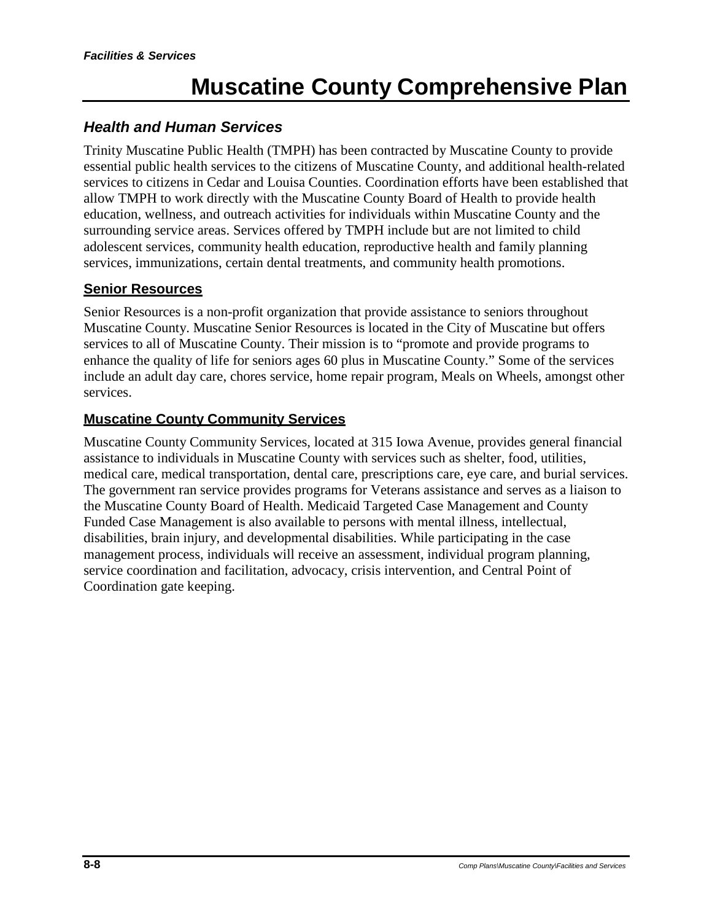## Health and Human Services

Trinity Muscatine Public Health (TMPH) has been contracted by Muscatine County to provide essential public health services to the citizens of Muscatine County, and additional health-related services to citizens in Cedar and Louisa Counties. Coordination efforts have been established that allow TMPH to work directly with the Muscatine County Board of Health to provide health education, wellness, and outreach activities for individuals within Muscatine County and the surrounding service areas. Services offered by TMPH include but are not limited to child adolescent services, community health education, reproductive health and family planning services, immunizations, certain dental treatments, and community health promotions.

### Senior Resources

Senior Resources is a non-profit organization that provide assistance to seniors throughout Muscatine County. Muscatine Senior Resources is located in the City of Muscatine but offers services to all of Muscatine County. Their mission is to "promote and provide programs to enhance the quality of life for seniors ages 60 plus in Muscatine County." Some of the services include an adult day care, chores service, home repair program, Meals on Wheels, amongst other services.

### Muscatine County Community Services

Muscatine County Community Services, located at 315 Iowa Avenue, provides general financial assistance to individuals in Muscatine County with services such as shelter, food, utilities, medical care, medical transportation, dental care, prescriptions care, eye care, and burial services. The government ran service provides programs for Veterans assistance and serves as a liaison to the Muscatine County Board of Health. Medicaid Targeted Case Management and County Funded Case Management is also available to persons with mental illness, intellectual, disabilities, brain injury, and developmental disabilities. While participating in the case management process, individuals will receive an assessment, individual program planning, service coordination and facilitation, advocacy, crisis intervention, and Central Point of Coordination gate keeping.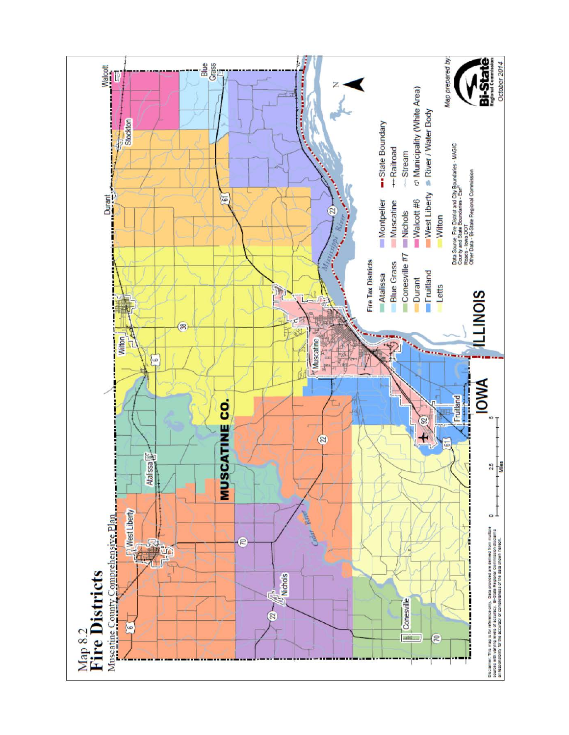# Map 8.2
## Fire Districts

Muscatine County Comprehensive Plan

Walcott, Blue Grass, Stockton, Durant, Wilton, Atalissa, West Liberty, Nichols, Conesville, Muscatine, Fruitland

MUSCATINE CO.

IOWA

ILLINOIS

Mississippi River

Cedar River

**Fire Tax Districts**

- Atalissa
- Blue Grass
- Conesville #7
- Durant
- Fruitland
- Letts
- Montpelier
- Muscatine
- Nichols
- Walcott #6
- West Liberty
- Wilton

- State Boundary
- Railroad
- Stream
- Municipality (White Area)
- River / Water Body

Data Source: Fire District and City Boundaries - MAGIC
County and State Boundaries - Esri
Roads - Iowa DOT
Other Data - Bi-State Regional Commission

0 2.5 5 Miles

Map prepared by: Bi-State Regional Commission
October 2014

Disclaimer: This map is for reference only. Data provided are derived from multiple sources with varying levels of accuracy. Bi-State Regional Commission disclaims all responsibility for the accuracy or completeness of the data shown hereon.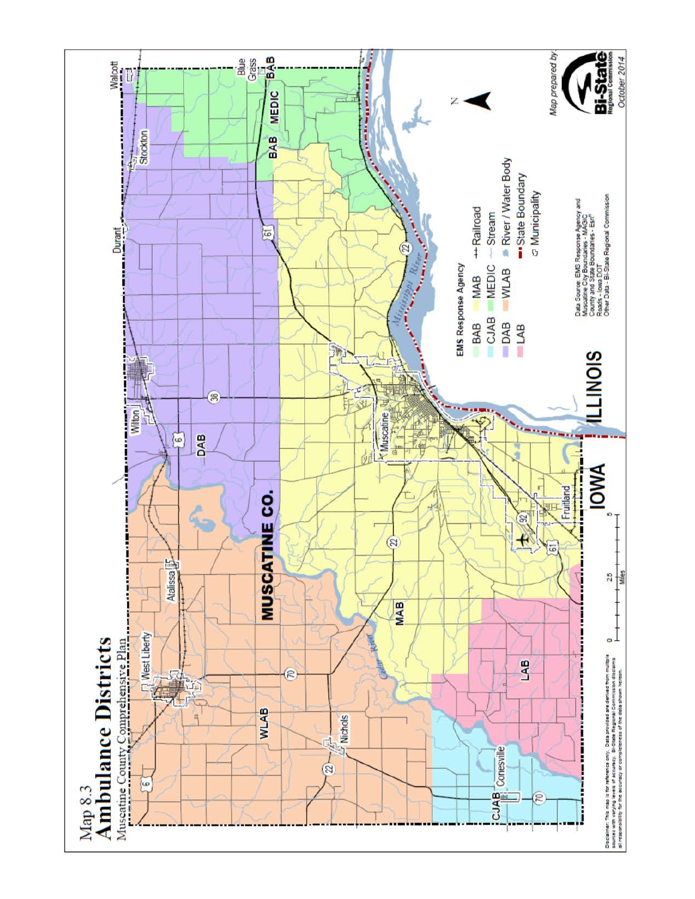# Map 8.3
## Ambulance Districts
Muscatine County Comprehensive Plan

**EMS Response Agency**

- BAB
- CJAB
- DAB
- LAB
- MAB
- MEDIC
- WLAB

- Railroad
- Stream
- River / Water Body
- State Boundary
- Municipality

Data Source: EMS Response Agency and Muscatine City Boundaries - MAGIC
County and State Boundaries - Esri
Roads - Iowa DOT
Other Data - Bi-State Regional Commission

Map prepared by: Bi-State Regional Commission
October 2014

Disclaimer: This map is for reference only. Data provided are derived from multiple sources with varying levels of accuracy. Bi-State Regional Commission disclaims all responsibility for the accuracy or completeness of the data shown hereon.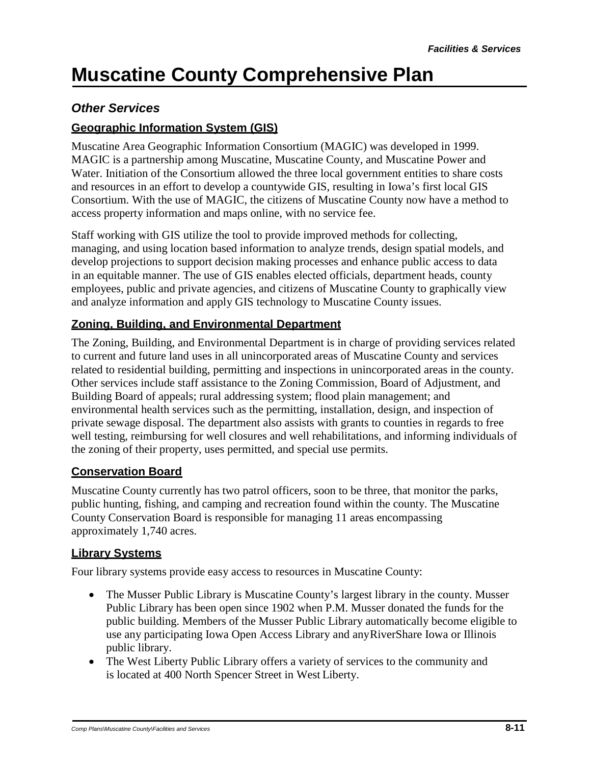# Muscatine County Comprehensive Plan

## *Other Services*

### Geographic Information System (GIS)

Muscatine Area Geographic Information Consortium (MAGIC) was developed in 1999. MAGIC is a partnership among Muscatine, Muscatine County, and Muscatine Power and Water. Initiation of the Consortium allowed the three local government entities to share costs and resources in an effort to develop a countywide GIS, resulting in Iowa's first local GIS Consortium. With the use of MAGIC, the citizens of Muscatine County now have a method to access property information and maps online, with no service fee.

Staff working with GIS utilize the tool to provide improved methods for collecting, managing, and using location based information to analyze trends, design spatial models, and develop projections to support decision making processes and enhance public access to data in an equitable manner. The use of GIS enables elected officials, department heads, county employees, public and private agencies, and citizens of Muscatine County to graphically view and analyze information and apply GIS technology to Muscatine County issues.

### Zoning, Building, and Environmental Department

The Zoning, Building, and Environmental Department is in charge of providing services related to current and future land uses in all unincorporated areas of Muscatine County and services related to residential building, permitting and inspections in unincorporated areas in the county. Other services include staff assistance to the Zoning Commission, Board of Adjustment, and Building Board of appeals; rural addressing system; flood plain management; and environmental health services such as the permitting, installation, design, and inspection of private sewage disposal. The department also assists with grants to counties in regards to free well testing, reimbursing for well closures and well rehabilitations, and informing individuals of the zoning of their property, uses permitted, and special use permits.

### Conservation Board

Muscatine County currently has two patrol officers, soon to be three, that monitor the parks, public hunting, fishing, and camping and recreation found within the county. The Muscatine County Conservation Board is responsible for managing 11 areas encompassing approximately 1,740 acres.

### Library Systems

Four library systems provide easy access to resources in Muscatine County:

- The Musser Public Library is Muscatine County's largest library in the county. Musser Public Library has been open since 1902 when P.M. Musser donated the funds for the public building. Members of the Musser Public Library automatically become eligible to use any participating Iowa Open Access Library and anyRiverShare Iowa or Illinois public library.
- The West Liberty Public Library offers a variety of services to the community and is located at 400 North Spencer Street in West Liberty.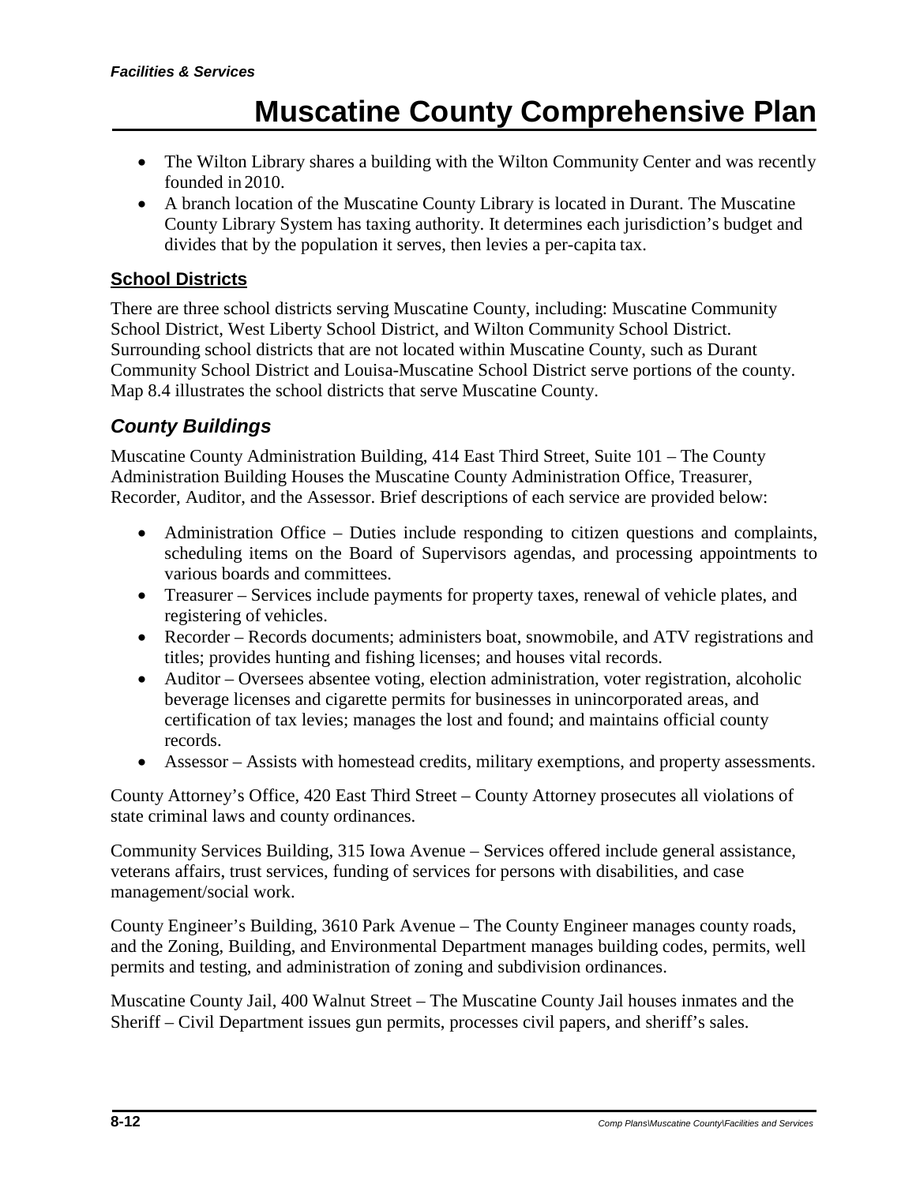- The Wilton Library shares a building with the Wilton Community Center and was recently founded in 2010.
- A branch location of the Muscatine County Library is located in Durant. The Muscatine County Library System has taxing authority. It determines each jurisdiction's budget and divides that by the population it serves, then levies a per-capita tax.

### School Districts

There are three school districts serving Muscatine County, including: Muscatine Community School District, West Liberty School District, and Wilton Community School District. Surrounding school districts that are not located within Muscatine County, such as Durant Community School District and Louisa-Muscatine School District serve portions of the county. Map 8.4 illustrates the school districts that serve Muscatine County.

## *County Buildings*

Muscatine County Administration Building, 414 East Third Street, Suite 101 – The County Administration Building Houses the Muscatine County Administration Office, Treasurer, Recorder, Auditor, and the Assessor. Brief descriptions of each service are provided below:

- Administration Office – Duties include responding to citizen questions and complaints, scheduling items on the Board of Supervisors agendas, and processing appointments to various boards and committees.
- Treasurer – Services include payments for property taxes, renewal of vehicle plates, and registering of vehicles.
- Recorder – Records documents; administers boat, snowmobile, and ATV registrations and titles; provides hunting and fishing licenses; and houses vital records.
- Auditor – Oversees absentee voting, election administration, voter registration, alcoholic beverage licenses and cigarette permits for businesses in unincorporated areas, and certification of tax levies; manages the lost and found; and maintains official county records.
- Assessor – Assists with homestead credits, military exemptions, and property assessments.

County Attorney's Office, 420 East Third Street – County Attorney prosecutes all violations of state criminal laws and county ordinances.

Community Services Building, 315 Iowa Avenue – Services offered include general assistance, veterans affairs, trust services, funding of services for persons with disabilities, and case management/social work.

County Engineer's Building, 3610 Park Avenue – The County Engineer manages county roads, and the Zoning, Building, and Environmental Department manages building codes, permits, well permits and testing, and administration of zoning and subdivision ordinances.

Muscatine County Jail, 400 Walnut Street – The Muscatine County Jail houses inmates and the Sheriff – Civil Department issues gun permits, processes civil papers, and sheriff's sales.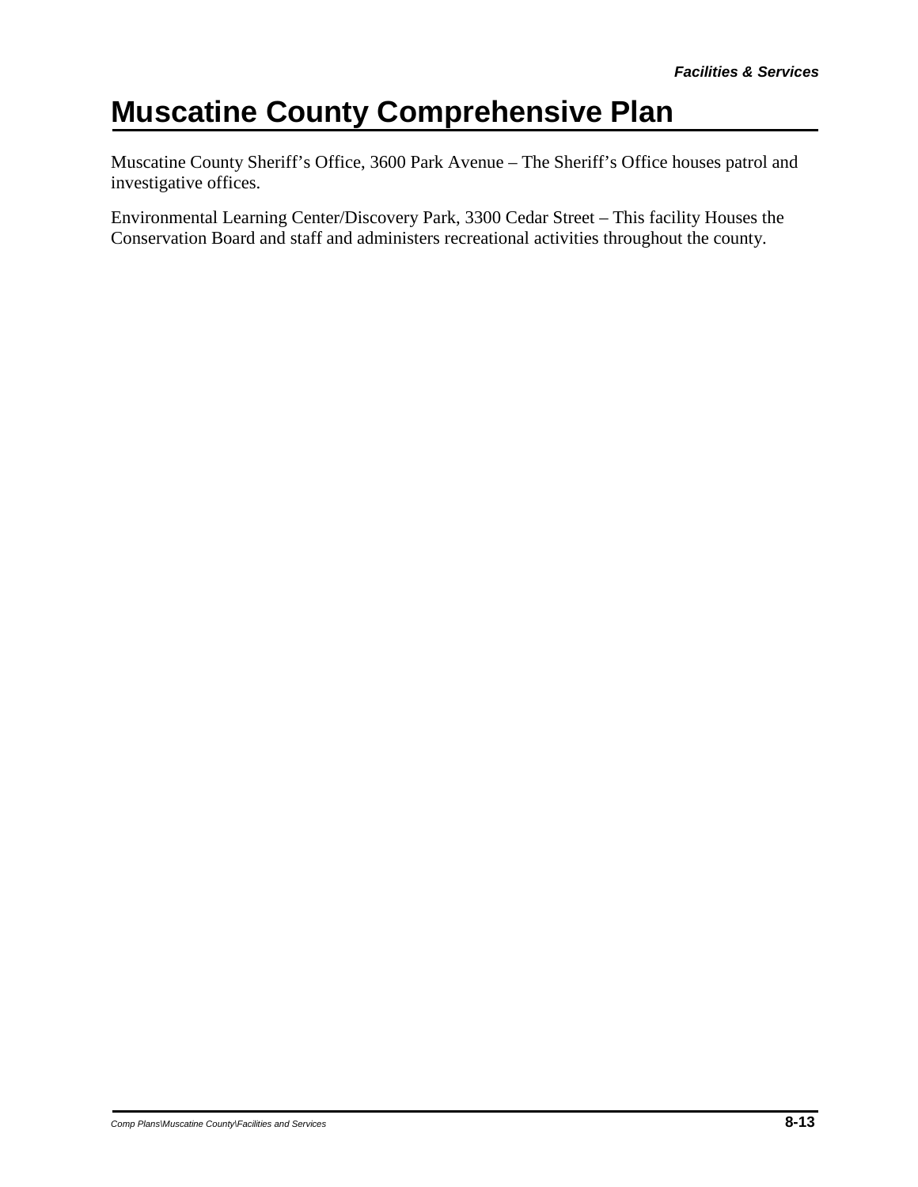Muscatine County Sheriff’s Office, 3600 Park Avenue – The Sheriff’s Office houses patrol and investigative offices.

Environmental Learning Center/Discovery Park, 3300 Cedar Street – This facility Houses the Conservation Board and staff and administers recreational activities throughout the county.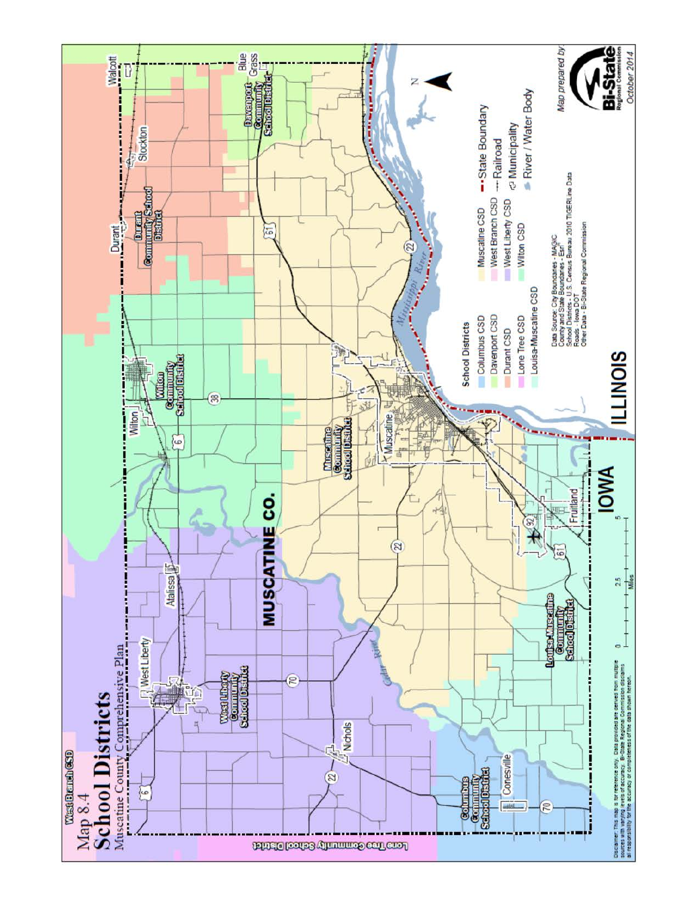# Map 8.4
## School Districts
Muscatine County Comprehensive Plan

West Branch CSD

Lone Tree Community School District

Walcott

Blue Grass

Stockton

Durant

Wilton

Atalissa

West Liberty

Nichols

Conesville

Muscatine

Fruitland

Davenport Community School District

Durant Community School District

Wilton Community School District

Muscatine Community School District

West Liberty Community School District

Columbus Community School District

Louisa-Muscatine Community School District

MUSCATINE CO.

Cedar River

Mississippi River

IOWA

ILLINOIS

6
38
61
22
70
92

0 2.5 5
Miles

N

**School Districts**

Columbus CSD
Davenport CSD
Durant CSD
Lone Tree CSD
Louisa-Muscatine CSD
Muscatine CSD
West Branch CSD
West Liberty CSD
Wilton CSD

State Boundary
Railroad
Municipality
River / Water Body

Data Source: City Boundaries - MAGIC
County and State Boundaries - Esri
School Districts - U.S. Census Bureau 2010 TIGERLine Data
Roads - Iowa DOT
Other Data - Bi-State Regional Commission

Map prepared by:
Bi-State Regional Commission
October 2014

Disclaimer: This map is for reference only. Data provided are derived from multiple sources with varying levels of accuracy. Bi-State Regional Commission disclaims all responsibility for the accuracy or completeness of the data shown hereon.